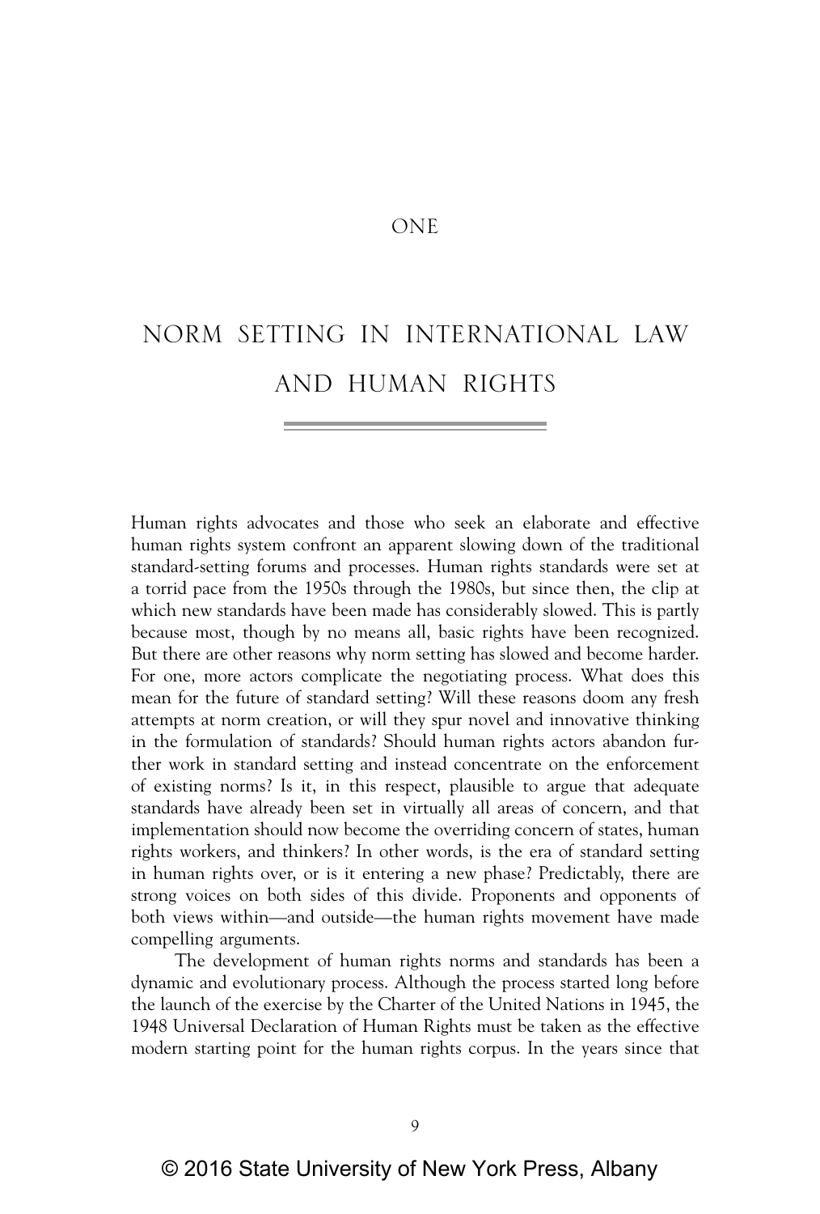ONE

# NORM SETTING IN INTERNATIONAL LAW AND HUMAN RIGHTS

Human rights advocates and those who seek an elaborate and effective human rights system confront an apparent slowing down of the traditional standard-setting forums and processes. Human rights standards were set at a torrid pace from the 1950s through the 1980s, but since then, the clip at which new standards have been made has considerably slowed. This is partly because most, though by no means all, basic rights have been recognized. But there are other reasons why norm setting has slowed and become harder. For one, more actors complicate the negotiating process. What does this mean for the future of standard setting? Will these reasons doom any fresh attempts at norm creation, or will they spur novel and innovative thinking in the formulation of standards? Should human rights actors abandon further work in standard setting and instead concentrate on the enforcement of existing norms? Is it, in this respect, plausible to argue that adequate standards have already been set in virtually all areas of concern, and that implementation should now become the overriding concern of states, human rights workers, and thinkers? In other words, is the era of standard setting in human rights over, or is it entering a new phase? Predictably, there are strong voices on both sides of this divide. Proponents and opponents of both views within—and outside—the human rights movement have made compelling arguments.

The development of human rights norms and standards has been a dynamic and evolutionary process. Although the process started long before the launch of the exercise by the Charter of the United Nations in 1945, the 1948 Universal Declaration of Human Rights must be taken as the effective modern starting point for the human rights corpus. In the years since that

© 2016 State University of New York Press, Albany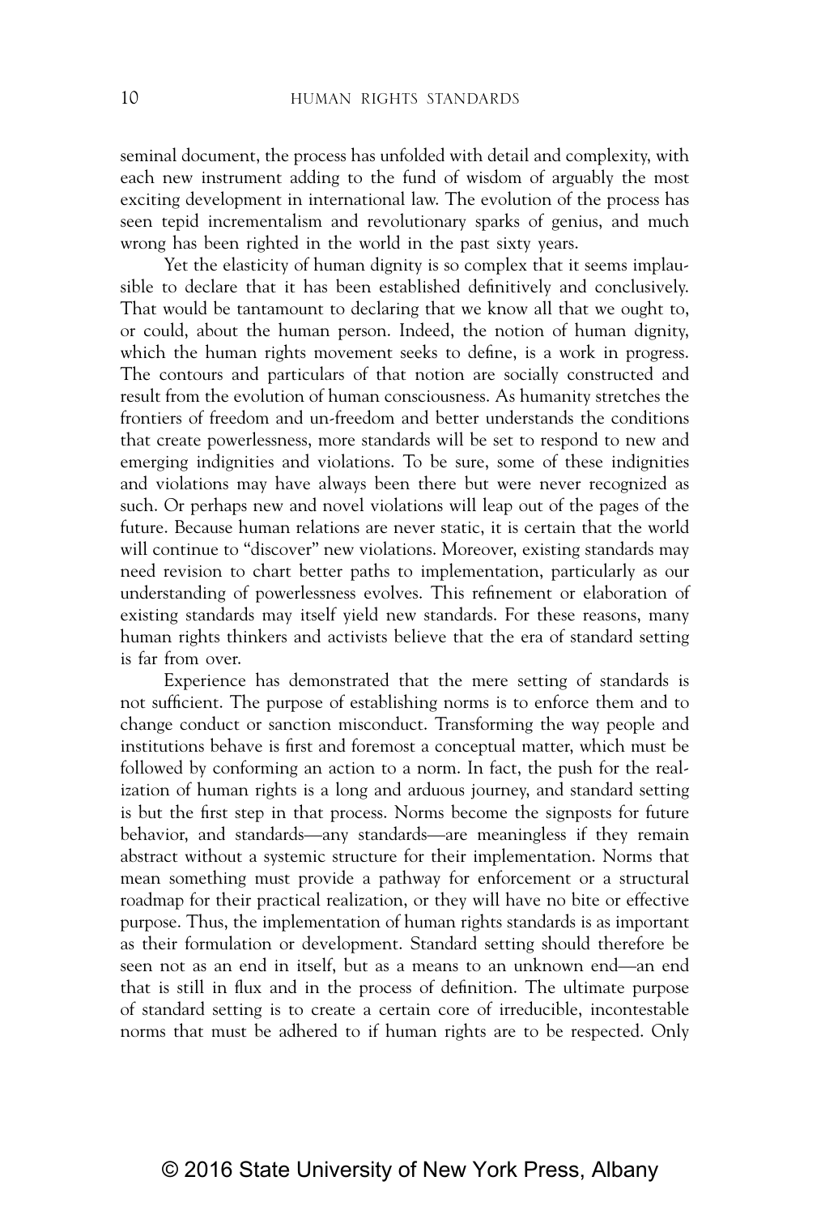seminal document, the process has unfolded with detail and complexity, with each new instrument adding to the fund of wisdom of arguably the most exciting development in international law. The evolution of the process has seen tepid incrementalism and revolutionary sparks of genius, and much wrong has been righted in the world in the past sixty years.

Yet the elasticity of human dignity is so complex that it seems implausible to declare that it has been established definitively and conclusively. That would be tantamount to declaring that we know all that we ought to, or could, about the human person. Indeed, the notion of human dignity, which the human rights movement seeks to define, is a work in progress. The contours and particulars of that notion are socially constructed and result from the evolution of human consciousness. As humanity stretches the frontiers of freedom and un-freedom and better understands the conditions that create powerlessness, more standards will be set to respond to new and emerging indignities and violations. To be sure, some of these indignities and violations may have always been there but were never recognized as such. Or perhaps new and novel violations will leap out of the pages of the future. Because human relations are never static, it is certain that the world will continue to "discover" new violations. Moreover, existing standards may need revision to chart better paths to implementation, particularly as our understanding of powerlessness evolves. This refinement or elaboration of existing standards may itself yield new standards. For these reasons, many human rights thinkers and activists believe that the era of standard setting is far from over.

Experience has demonstrated that the mere setting of standards is not sufficient. The purpose of establishing norms is to enforce them and to change conduct or sanction misconduct. Transforming the way people and institutions behave is first and foremost a conceptual matter, which must be followed by conforming an action to a norm. In fact, the push for the realization of human rights is a long and arduous journey, and standard setting is but the first step in that process. Norms become the signposts for future behavior, and standards—any standards—are meaningless if they remain abstract without a systemic structure for their implementation. Norms that mean something must provide a pathway for enforcement or a structural roadmap for their practical realization, or they will have no bite or effective purpose. Thus, the implementation of human rights standards is as important as their formulation or development. Standard setting should therefore be seen not as an end in itself, but as a means to an unknown end—an end that is still in flux and in the process of definition. The ultimate purpose of standard setting is to create a certain core of irreducible, incontestable norms that must be adhered to if human rights are to be respected. Only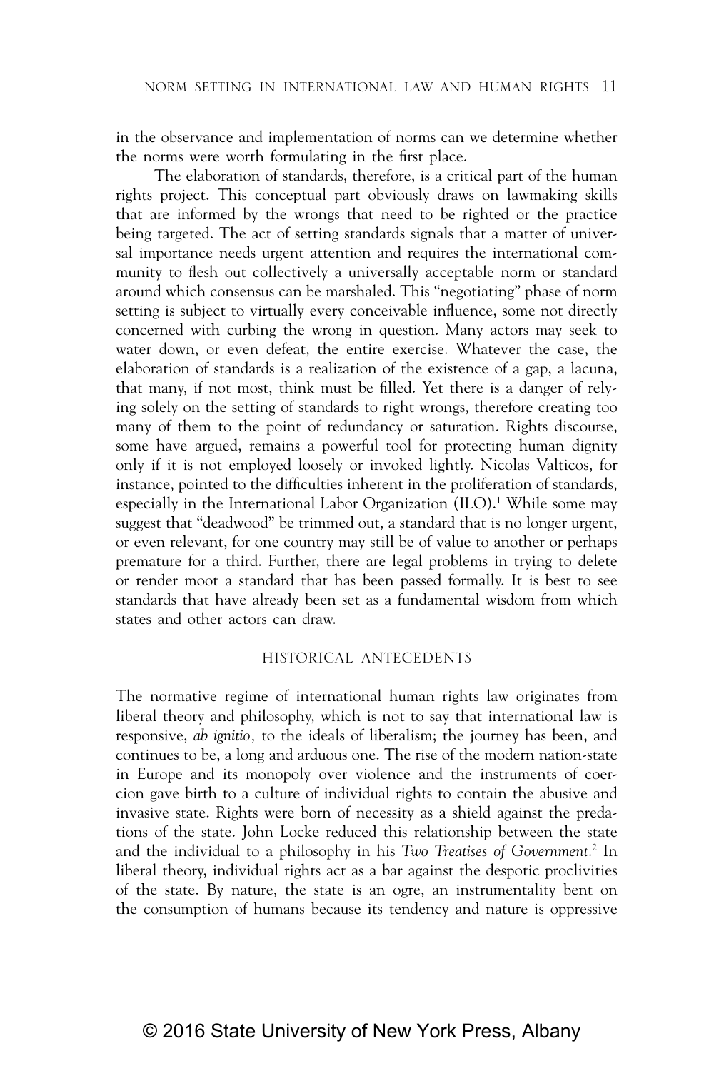in the observance and implementation of norms can we determine whether the norms were worth formulating in the first place.

The elaboration of standards, therefore, is a critical part of the human rights project. This conceptual part obviously draws on lawmaking skills that are informed by the wrongs that need to be righted or the practice being targeted. The act of setting standards signals that a matter of universal importance needs urgent attention and requires the international community to flesh out collectively a universally acceptable norm or standard around which consensus can be marshaled. This "negotiating" phase of norm setting is subject to virtually every conceivable influence, some not directly concerned with curbing the wrong in question. Many actors may seek to water down, or even defeat, the entire exercise. Whatever the case, the elaboration of standards is a realization of the existence of a gap, a lacuna, that many, if not most, think must be filled. Yet there is a danger of relying solely on the setting of standards to right wrongs, therefore creating too many of them to the point of redundancy or saturation. Rights discourse, some have argued, remains a powerful tool for protecting human dignity only if it is not employed loosely or invoked lightly. Nicolas Valticos, for instance, pointed to the difficulties inherent in the proliferation of standards, especially in the International Labor Organization (ILO).[1] While some may suggest that "deadwood" be trimmed out, a standard that is no longer urgent, or even relevant, for one country may still be of value to another or perhaps premature for a third. Further, there are legal problems in trying to delete or render moot a standard that has been passed formally. It is best to see standards that have already been set as a fundamental wisdom from which states and other actors can draw.

## HISTORICAL ANTECEDENTS

The normative regime of international human rights law originates from liberal theory and philosophy, which is not to say that international law is responsive, *ab ignitio,* to the ideals of liberalism; the journey has been, and continues to be, a long and arduous one. The rise of the modern nation-state in Europe and its monopoly over violence and the instruments of coercion gave birth to a culture of individual rights to contain the abusive and invasive state. Rights were born of necessity as a shield against the predations of the state. John Locke reduced this relationship between the state and the individual to a philosophy in his *Two Treatises of Government*.[2] In liberal theory, individual rights act as a bar against the despotic proclivities of the state. By nature, the state is an ogre, an instrumentality bent on the consumption of humans because its tendency and nature is oppressive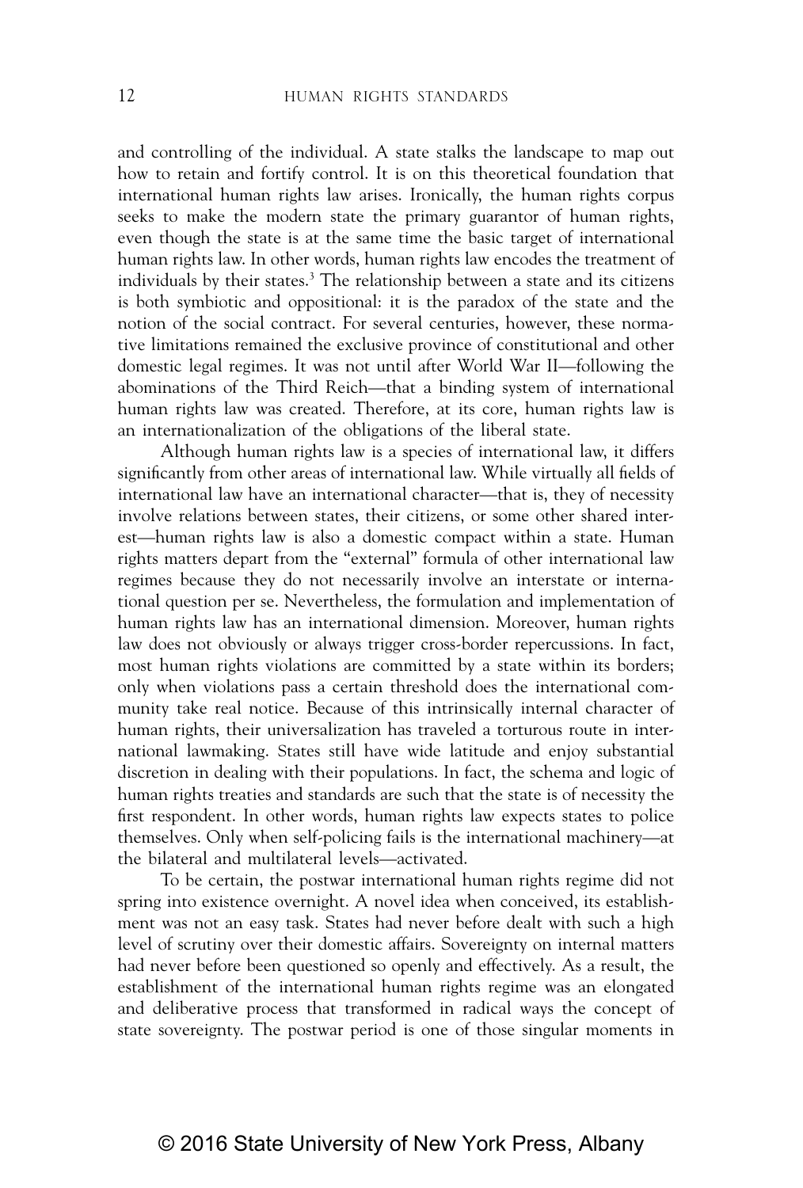and controlling of the individual. A state stalks the landscape to map out how to retain and fortify control. It is on this theoretical foundation that international human rights law arises. Ironically, the human rights corpus seeks to make the modern state the primary guarantor of human rights, even though the state is at the same time the basic target of international human rights law. In other words, human rights law encodes the treatment of individuals by their states.[3] The relationship between a state and its citizens is both symbiotic and oppositional: it is the paradox of the state and the notion of the social contract. For several centuries, however, these normative limitations remained the exclusive province of constitutional and other domestic legal regimes. It was not until after World War II—following the abominations of the Third Reich—that a binding system of international human rights law was created. Therefore, at its core, human rights law is an internationalization of the obligations of the liberal state.

Although human rights law is a species of international law, it differs significantly from other areas of international law. While virtually all fields of international law have an international character—that is, they of necessity involve relations between states, their citizens, or some other shared interest—human rights law is also a domestic compact within a state. Human rights matters depart from the "external" formula of other international law regimes because they do not necessarily involve an interstate or international question per se. Nevertheless, the formulation and implementation of human rights law has an international dimension. Moreover, human rights law does not obviously or always trigger cross-border repercussions. In fact, most human rights violations are committed by a state within its borders; only when violations pass a certain threshold does the international community take real notice. Because of this intrinsically internal character of human rights, their universalization has traveled a torturous route in international lawmaking. States still have wide latitude and enjoy substantial discretion in dealing with their populations. In fact, the schema and logic of human rights treaties and standards are such that the state is of necessity the first respondent. In other words, human rights law expects states to police themselves. Only when self-policing fails is the international machinery—at the bilateral and multilateral levels—activated.

To be certain, the postwar international human rights regime did not spring into existence overnight. A novel idea when conceived, its establishment was not an easy task. States had never before dealt with such a high level of scrutiny over their domestic affairs. Sovereignty on internal matters had never before been questioned so openly and effectively. As a result, the establishment of the international human rights regime was an elongated and deliberative process that transformed in radical ways the concept of state sovereignty. The postwar period is one of those singular moments in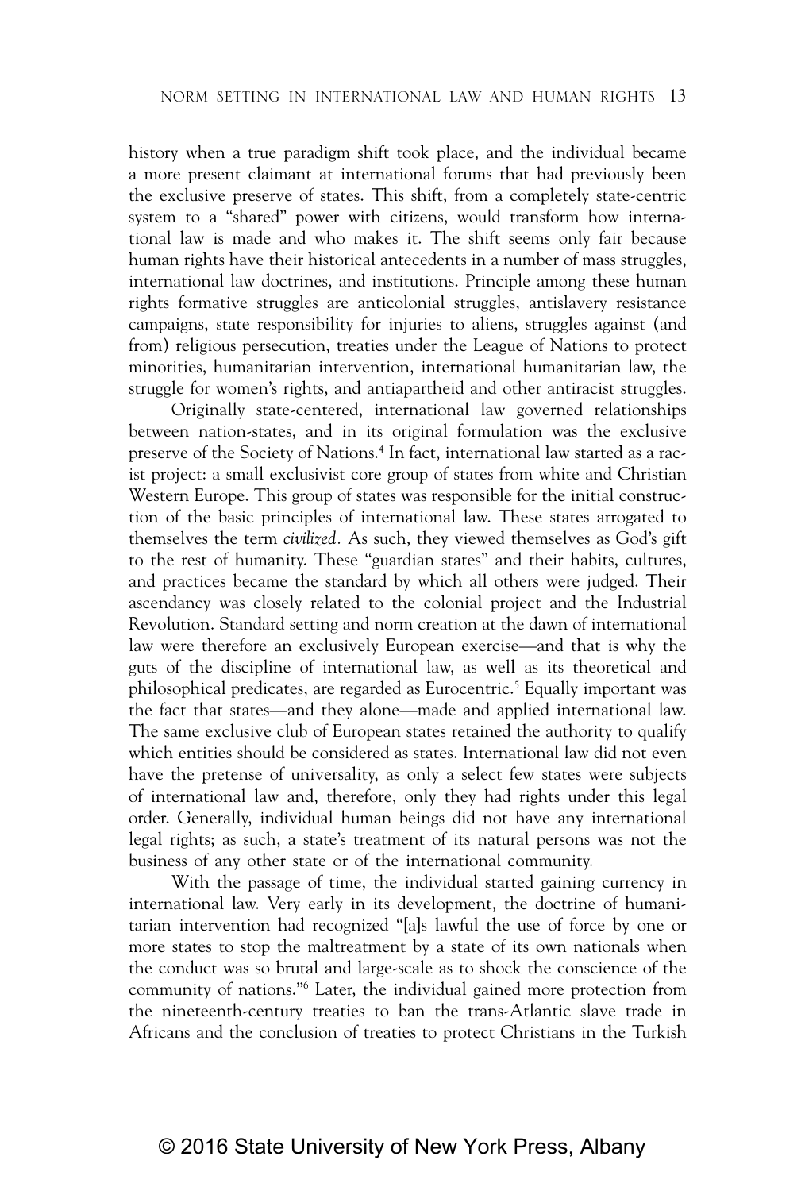history when a true paradigm shift took place, and the individual became a more present claimant at international forums that had previously been the exclusive preserve of states. This shift, from a completely state-centric system to a "shared" power with citizens, would transform how international law is made and who makes it. The shift seems only fair because human rights have their historical antecedents in a number of mass struggles, international law doctrines, and institutions. Principle among these human rights formative struggles are anticolonial struggles, antislavery resistance campaigns, state responsibility for injuries to aliens, struggles against (and from) religious persecution, treaties under the League of Nations to protect minorities, humanitarian intervention, international humanitarian law, the struggle for women's rights, and antiapartheid and other antiracist struggles.

Originally state-centered, international law governed relationships between nation-states, and in its original formulation was the exclusive preserve of the Society of Nations.[4] In fact, international law started as a racist project: a small exclusivist core group of states from white and Christian Western Europe. This group of states was responsible for the initial construction of the basic principles of international law. These states arrogated to themselves the term *civilized*. As such, they viewed themselves as God's gift to the rest of humanity. These "guardian states" and their habits, cultures, and practices became the standard by which all others were judged. Their ascendancy was closely related to the colonial project and the Industrial Revolution. Standard setting and norm creation at the dawn of international law were therefore an exclusively European exercise—and that is why the guts of the discipline of international law, as well as its theoretical and philosophical predicates, are regarded as Eurocentric.[5] Equally important was the fact that states—and they alone—made and applied international law. The same exclusive club of European states retained the authority to qualify which entities should be considered as states. International law did not even have the pretense of universality, as only a select few states were subjects of international law and, therefore, only they had rights under this legal order. Generally, individual human beings did not have any international legal rights; as such, a state's treatment of its natural persons was not the business of any other state or of the international community.

With the passage of time, the individual started gaining currency in international law. Very early in its development, the doctrine of humanitarian intervention had recognized "[a]s lawful the use of force by one or more states to stop the maltreatment by a state of its own nationals when the conduct was so brutal and large-scale as to shock the conscience of the community of nations."[6] Later, the individual gained more protection from the nineteenth-century treaties to ban the trans-Atlantic slave trade in Africans and the conclusion of treaties to protect Christians in the Turkish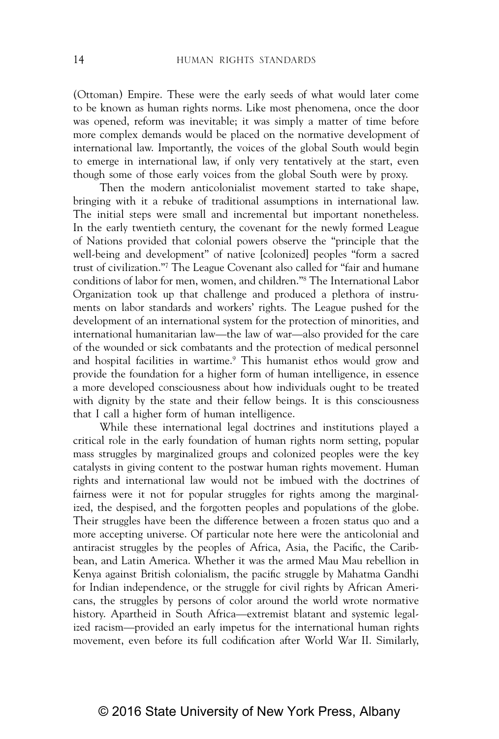(Ottoman) Empire. These were the early seeds of what would later come to be known as human rights norms. Like most phenomena, once the door was opened, reform was inevitable; it was simply a matter of time before more complex demands would be placed on the normative development of international law. Importantly, the voices of the global South would begin to emerge in international law, if only very tentatively at the start, even though some of those early voices from the global South were by proxy.

Then the modern anticolonialist movement started to take shape, bringing with it a rebuke of traditional assumptions in international law. The initial steps were small and incremental but important nonetheless. In the early twentieth century, the covenant for the newly formed League of Nations provided that colonial powers observe the "principle that the well-being and development" of native [colonized] peoples "form a sacred trust of civilization."[7] The League Covenant also called for "fair and humane conditions of labor for men, women, and children."[8] The International Labor Organization took up that challenge and produced a plethora of instruments on labor standards and workers' rights. The League pushed for the development of an international system for the protection of minorities, and international humanitarian law—the law of war—also provided for the care of the wounded or sick combatants and the protection of medical personnel and hospital facilities in wartime.[9] This humanist ethos would grow and provide the foundation for a higher form of human intelligence, in essence a more developed consciousness about how individuals ought to be treated with dignity by the state and their fellow beings. It is this consciousness that I call a higher form of human intelligence.

While these international legal doctrines and institutions played a critical role in the early foundation of human rights norm setting, popular mass struggles by marginalized groups and colonized peoples were the key catalysts in giving content to the postwar human rights movement. Human rights and international law would not be imbued with the doctrines of fairness were it not for popular struggles for rights among the marginalized, the despised, and the forgotten peoples and populations of the globe. Their struggles have been the difference between a frozen status quo and a more accepting universe. Of particular note here were the anticolonial and antiracist struggles by the peoples of Africa, Asia, the Pacific, the Caribbean, and Latin America. Whether it was the armed Mau Mau rebellion in Kenya against British colonialism, the pacific struggle by Mahatma Gandhi for Indian independence, or the struggle for civil rights by African Americans, the struggles by persons of color around the world wrote normative history. Apartheid in South Africa—extremist blatant and systemic legalized racism—provided an early impetus for the international human rights movement, even before its full codification after World War II. Similarly,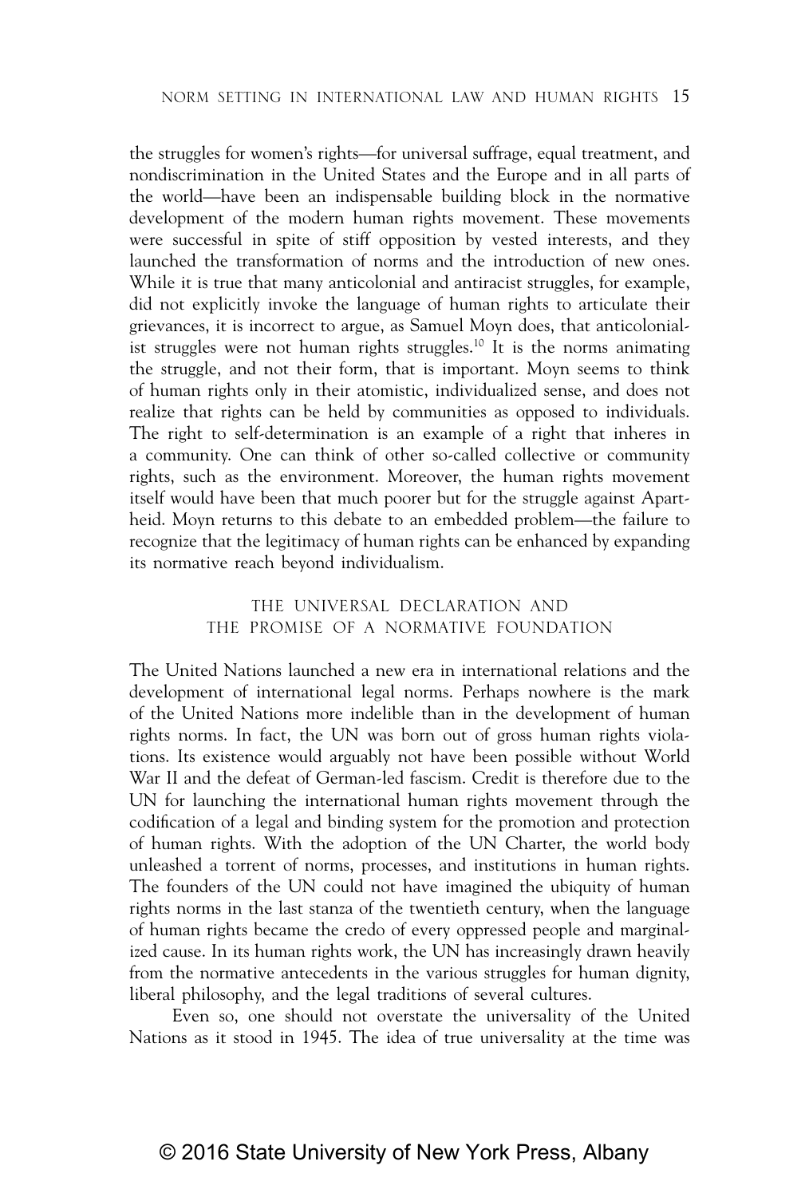the struggles for women's rights—for universal suffrage, equal treatment, and nondiscrimination in the United States and the Europe and in all parts of the world—have been an indispensable building block in the normative development of the modern human rights movement. These movements were successful in spite of stiff opposition by vested interests, and they launched the transformation of norms and the introduction of new ones. While it is true that many anticolonial and antiracist struggles, for example, did not explicitly invoke the language of human rights to articulate their grievances, it is incorrect to argue, as Samuel Moyn does, that anticolonialist struggles were not human rights struggles.[10] It is the norms animating the struggle, and not their form, that is important. Moyn seems to think of human rights only in their atomistic, individualized sense, and does not realize that rights can be held by communities as opposed to individuals. The right to self-determination is an example of a right that inheres in a community. One can think of other so-called collective or community rights, such as the environment. Moreover, the human rights movement itself would have been that much poorer but for the struggle against Apartheid. Moyn returns to this debate to an embedded problem—the failure to recognize that the legitimacy of human rights can be enhanced by expanding its normative reach beyond individualism.

## THE UNIVERSAL DECLARATION AND THE PROMISE OF A NORMATIVE FOUNDATION

The United Nations launched a new era in international relations and the development of international legal norms. Perhaps nowhere is the mark of the United Nations more indelible than in the development of human rights norms. In fact, the UN was born out of gross human rights violations. Its existence would arguably not have been possible without World War II and the defeat of German-led fascism. Credit is therefore due to the UN for launching the international human rights movement through the codification of a legal and binding system for the promotion and protection of human rights. With the adoption of the UN Charter, the world body unleashed a torrent of norms, processes, and institutions in human rights. The founders of the UN could not have imagined the ubiquity of human rights norms in the last stanza of the twentieth century, when the language of human rights became the credo of every oppressed people and marginalized cause. In its human rights work, the UN has increasingly drawn heavily from the normative antecedents in the various struggles for human dignity, liberal philosophy, and the legal traditions of several cultures.

Even so, one should not overstate the universality of the United Nations as it stood in 1945. The idea of true universality at the time was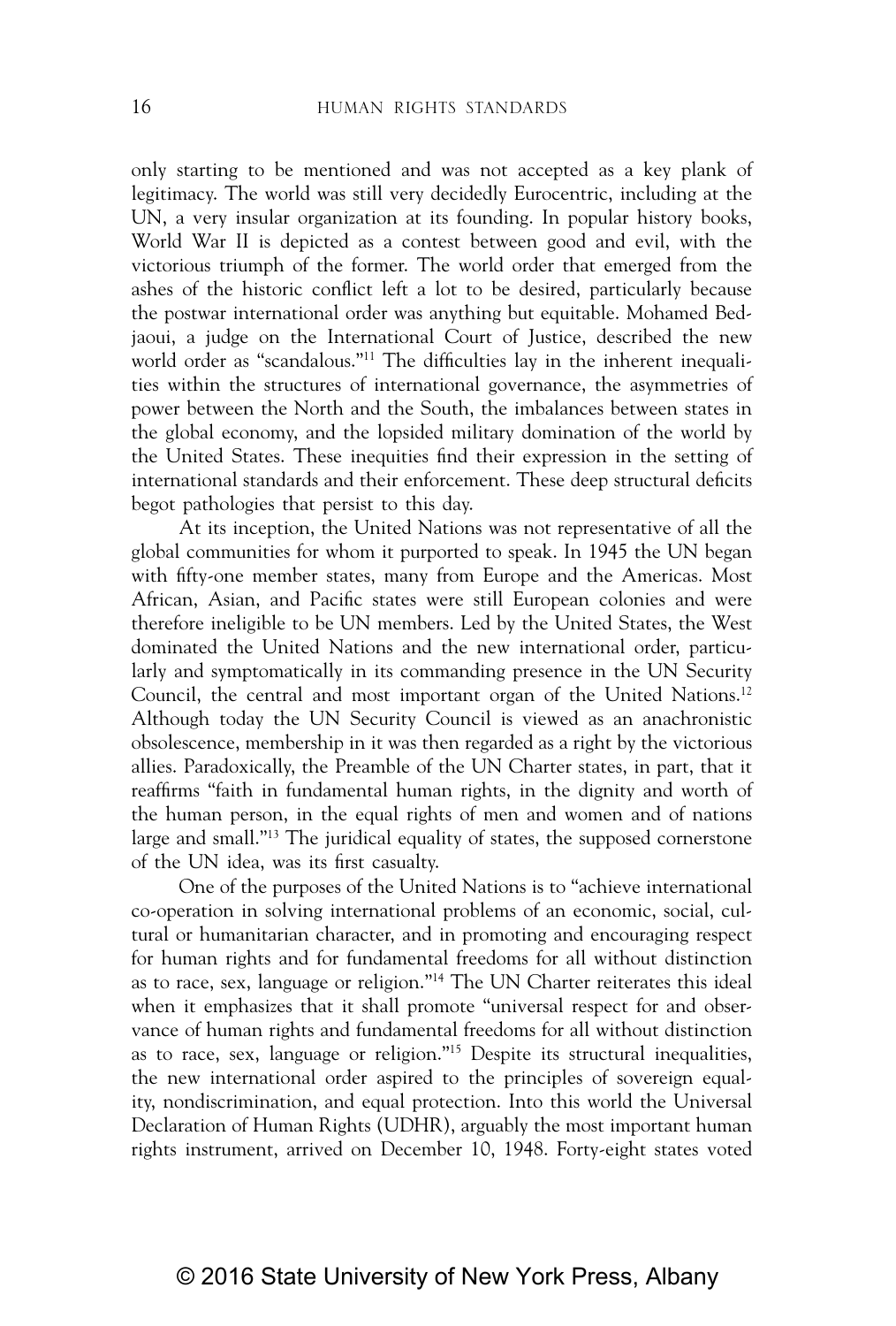only starting to be mentioned and was not accepted as a key plank of legitimacy. The world was still very decidedly Eurocentric, including at the UN, a very insular organization at its founding. In popular history books, World War II is depicted as a contest between good and evil, with the victorious triumph of the former. The world order that emerged from the ashes of the historic conflict left a lot to be desired, particularly because the postwar international order was anything but equitable. Mohamed Bedjaoui, a judge on the International Court of Justice, described the new world order as "scandalous."[11] The difficulties lay in the inherent inequalities within the structures of international governance, the asymmetries of power between the North and the South, the imbalances between states in the global economy, and the lopsided military domination of the world by the United States. These inequities find their expression in the setting of international standards and their enforcement. These deep structural deficits begot pathologies that persist to this day.

At its inception, the United Nations was not representative of all the global communities for whom it purported to speak. In 1945 the UN began with fifty-one member states, many from Europe and the Americas. Most African, Asian, and Pacific states were still European colonies and were therefore ineligible to be UN members. Led by the United States, the West dominated the United Nations and the new international order, particularly and symptomatically in its commanding presence in the UN Security Council, the central and most important organ of the United Nations.[12] Although today the UN Security Council is viewed as an anachronistic obsolescence, membership in it was then regarded as a right by the victorious allies. Paradoxically, the Preamble of the UN Charter states, in part, that it reaffirms "faith in fundamental human rights, in the dignity and worth of the human person, in the equal rights of men and women and of nations large and small."[13] The juridical equality of states, the supposed cornerstone of the UN idea, was its first casualty.

One of the purposes of the United Nations is to "achieve international co-operation in solving international problems of an economic, social, cultural or humanitarian character, and in promoting and encouraging respect for human rights and for fundamental freedoms for all without distinction as to race, sex, language or religion."[14] The UN Charter reiterates this ideal when it emphasizes that it shall promote "universal respect for and observance of human rights and fundamental freedoms for all without distinction as to race, sex, language or religion."[15] Despite its structural inequalities, the new international order aspired to the principles of sovereign equality, nondiscrimination, and equal protection. Into this world the Universal Declaration of Human Rights (UDHR), arguably the most important human rights instrument, arrived on December 10, 1948. Forty-eight states voted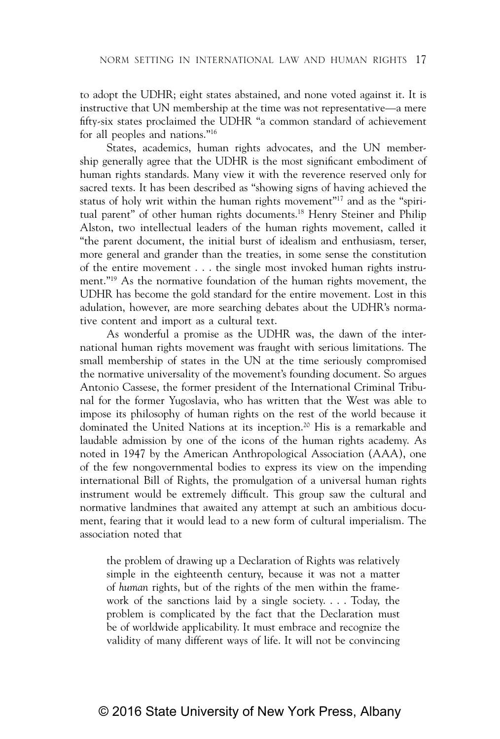to adopt the UDHR; eight states abstained, and none voted against it. It is instructive that UN membership at the time was not representative—a mere fifty-six states proclaimed the UDHR "a common standard of achievement for all peoples and nations."[16]

States, academics, human rights advocates, and the UN membership generally agree that the UDHR is the most significant embodiment of human rights standards. Many view it with the reverence reserved only for sacred texts. It has been described as "showing signs of having achieved the status of holy writ within the human rights movement"[17] and as the "spiritual parent" of other human rights documents.[18] Henry Steiner and Philip Alston, two intellectual leaders of the human rights movement, called it "the parent document, the initial burst of idealism and enthusiasm, terser, more general and grander than the treaties, in some sense the constitution of the entire movement . . . the single most invoked human rights instrument."[19] As the normative foundation of the human rights movement, the UDHR has become the gold standard for the entire movement. Lost in this adulation, however, are more searching debates about the UDHR's normative content and import as a cultural text.

As wonderful a promise as the UDHR was, the dawn of the international human rights movement was fraught with serious limitations. The small membership of states in the UN at the time seriously compromised the normative universality of the movement's founding document. So argues Antonio Cassese, the former president of the International Criminal Tribunal for the former Yugoslavia, who has written that the West was able to impose its philosophy of human rights on the rest of the world because it dominated the United Nations at its inception.[20] His is a remarkable and laudable admission by one of the icons of the human rights academy. As noted in 1947 by the American Anthropological Association (AAA), one of the few nongovernmental bodies to express its view on the impending international Bill of Rights, the promulgation of a universal human rights instrument would be extremely difficult. This group saw the cultural and normative landmines that awaited any attempt at such an ambitious document, fearing that it would lead to a new form of cultural imperialism. The association noted that

> the problem of drawing up a Declaration of Rights was relatively simple in the eighteenth century, because it was not a matter of *human* rights, but of the rights of the men within the framework of the sanctions laid by a single society. . . . Today, the problem is complicated by the fact that the Declaration must be of worldwide applicability. It must embrace and recognize the validity of many different ways of life. It will not be convincing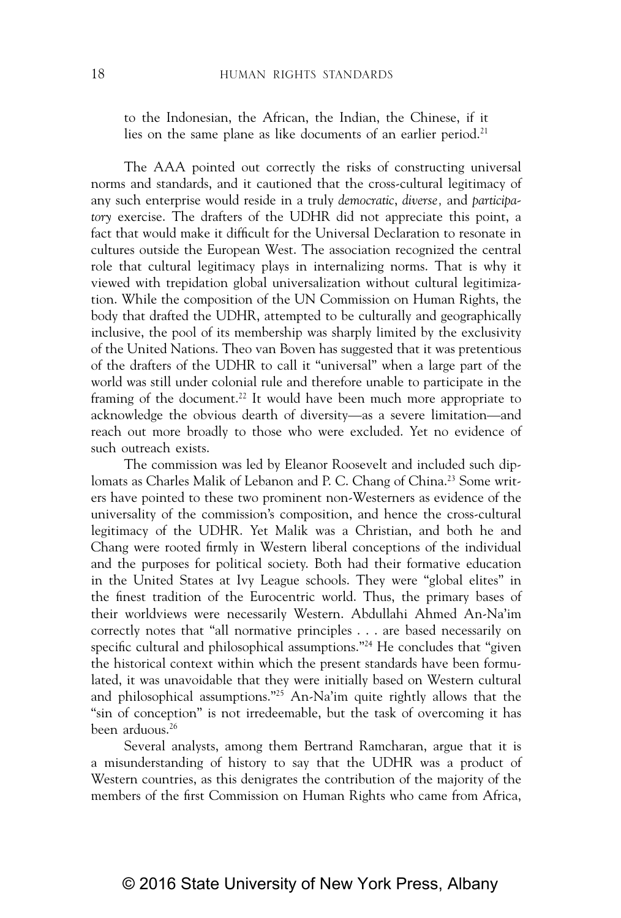to the Indonesian, the African, the Indian, the Chinese, if it lies on the same plane as like documents of an earlier period.[21]

The AAA pointed out correctly the risks of constructing universal norms and standards, and it cautioned that the cross-cultural legitimacy of any such enterprise would reside in a truly *democratic*, *diverse,* and *participatory* exercise. The drafters of the UDHR did not appreciate this point, a fact that would make it difficult for the Universal Declaration to resonate in cultures outside the European West. The association recognized the central role that cultural legitimacy plays in internalizing norms. That is why it viewed with trepidation global universalization without cultural legitimization. While the composition of the UN Commission on Human Rights, the body that drafted the UDHR, attempted to be culturally and geographically inclusive, the pool of its membership was sharply limited by the exclusivity of the United Nations. Theo van Boven has suggested that it was pretentious of the drafters of the UDHR to call it "universal" when a large part of the world was still under colonial rule and therefore unable to participate in the framing of the document.[22] It would have been much more appropriate to acknowledge the obvious dearth of diversity—as a severe limitation—and reach out more broadly to those who were excluded. Yet no evidence of such outreach exists.

The commission was led by Eleanor Roosevelt and included such diplomats as Charles Malik of Lebanon and P. C. Chang of China.[23] Some writers have pointed to these two prominent non-Westerners as evidence of the universality of the commission's composition, and hence the cross-cultural legitimacy of the UDHR. Yet Malik was a Christian, and both he and Chang were rooted firmly in Western liberal conceptions of the individual and the purposes for political society. Both had their formative education in the United States at Ivy League schools. They were "global elites" in the finest tradition of the Eurocentric world. Thus, the primary bases of their worldviews were necessarily Western. Abdullahi Ahmed An-Na'im correctly notes that "all normative principles . . . are based necessarily on specific cultural and philosophical assumptions."[24] He concludes that "given the historical context within which the present standards have been formulated, it was unavoidable that they were initially based on Western cultural and philosophical assumptions."[25] An-Na'im quite rightly allows that the "sin of conception" is not irredeemable, but the task of overcoming it has been arduous.[26]

Several analysts, among them Bertrand Ramcharan, argue that it is a misunderstanding of history to say that the UDHR was a product of Western countries, as this denigrates the contribution of the majority of the members of the first Commission on Human Rights who came from Africa,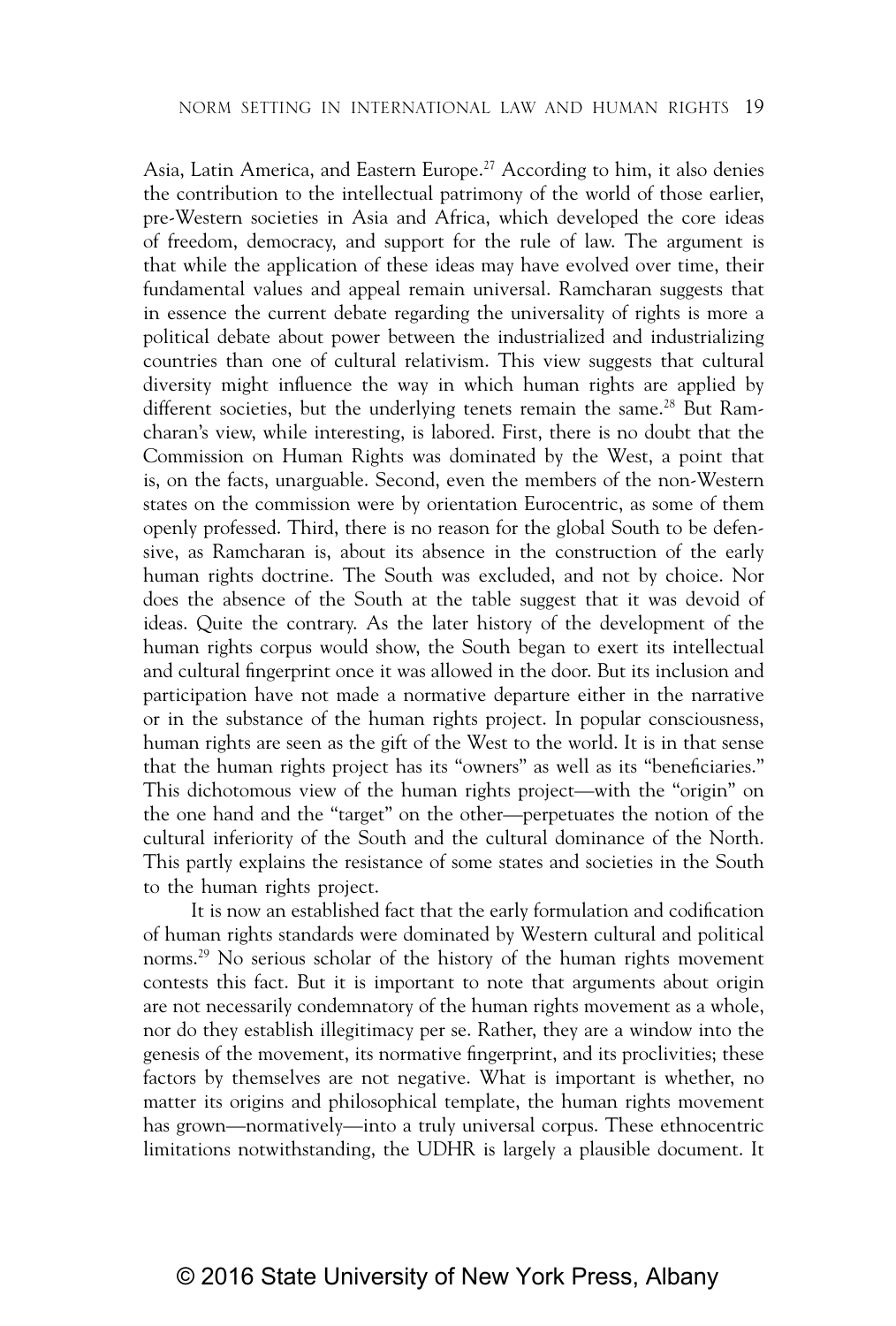Asia, Latin America, and Eastern Europe.[27] According to him, it also denies the contribution to the intellectual patrimony of the world of those earlier, pre-Western societies in Asia and Africa, which developed the core ideas of freedom, democracy, and support for the rule of law. The argument is that while the application of these ideas may have evolved over time, their fundamental values and appeal remain universal. Ramcharan suggests that in essence the current debate regarding the universality of rights is more a political debate about power between the industrialized and industrializing countries than one of cultural relativism. This view suggests that cultural diversity might influence the way in which human rights are applied by different societies, but the underlying tenets remain the same.[28] But Ramcharan's view, while interesting, is labored. First, there is no doubt that the Commission on Human Rights was dominated by the West, a point that is, on the facts, unarguable. Second, even the members of the non-Western states on the commission were by orientation Eurocentric, as some of them openly professed. Third, there is no reason for the global South to be defensive, as Ramcharan is, about its absence in the construction of the early human rights doctrine. The South was excluded, and not by choice. Nor does the absence of the South at the table suggest that it was devoid of ideas. Quite the contrary. As the later history of the development of the human rights corpus would show, the South began to exert its intellectual and cultural fingerprint once it was allowed in the door. But its inclusion and participation have not made a normative departure either in the narrative or in the substance of the human rights project. In popular consciousness, human rights are seen as the gift of the West to the world. It is in that sense that the human rights project has its "owners" as well as its "beneficiaries." This dichotomous view of the human rights project—with the "origin" on the one hand and the "target" on the other—perpetuates the notion of the cultural inferiority of the South and the cultural dominance of the North. This partly explains the resistance of some states and societies in the South to the human rights project.

It is now an established fact that the early formulation and codification of human rights standards were dominated by Western cultural and political norms.[29] No serious scholar of the history of the human rights movement contests this fact. But it is important to note that arguments about origin are not necessarily condemnatory of the human rights movement as a whole, nor do they establish illegitimacy per se. Rather, they are a window into the genesis of the movement, its normative fingerprint, and its proclivities; these factors by themselves are not negative. What is important is whether, no matter its origins and philosophical template, the human rights movement has grown—normatively—into a truly universal corpus. These ethnocentric limitations notwithstanding, the UDHR is largely a plausible document. It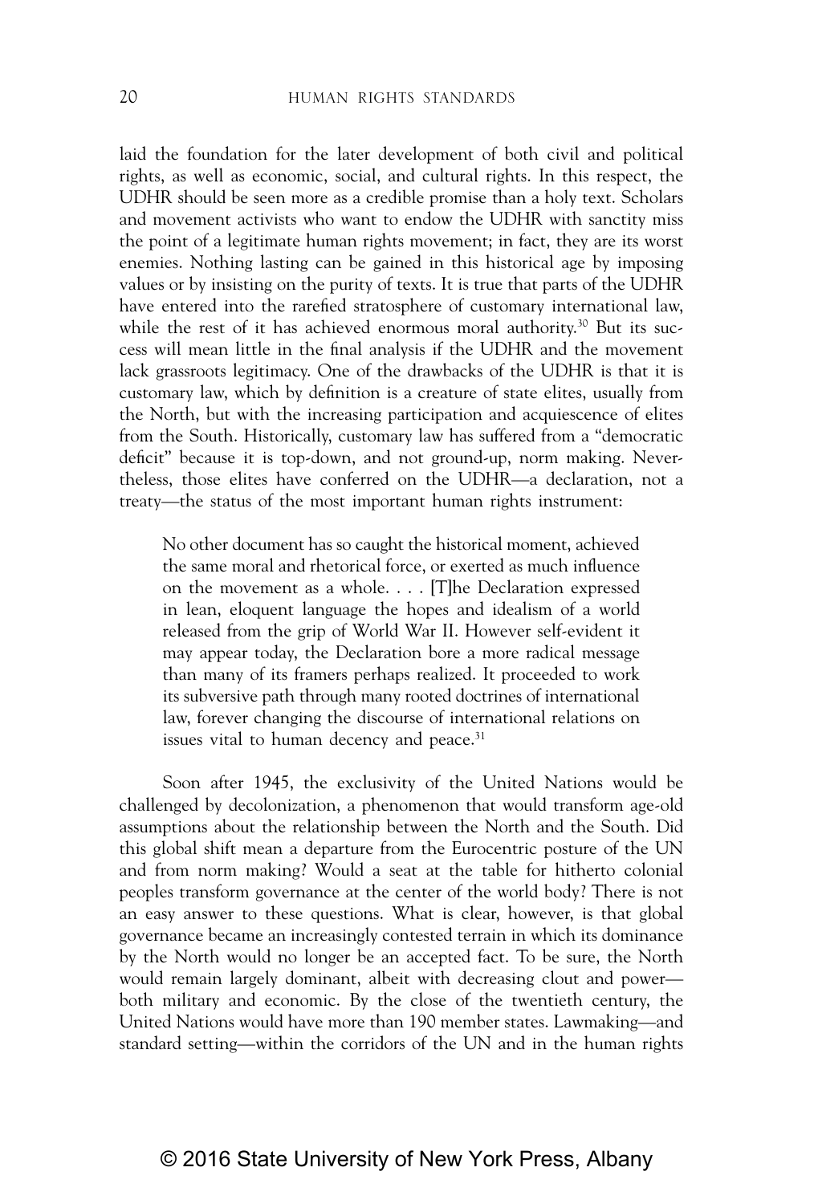laid the foundation for the later development of both civil and political rights, as well as economic, social, and cultural rights. In this respect, the UDHR should be seen more as a credible promise than a holy text. Scholars and movement activists who want to endow the UDHR with sanctity miss the point of a legitimate human rights movement; in fact, they are its worst enemies. Nothing lasting can be gained in this historical age by imposing values or by insisting on the purity of texts. It is true that parts of the UDHR have entered into the rarefied stratosphere of customary international law, while the rest of it has achieved enormous moral authority.[30] But its success will mean little in the final analysis if the UDHR and the movement lack grassroots legitimacy. One of the drawbacks of the UDHR is that it is customary law, which by definition is a creature of state elites, usually from the North, but with the increasing participation and acquiescence of elites from the South. Historically, customary law has suffered from a "democratic deficit" because it is top-down, and not ground-up, norm making. Nevertheless, those elites have conferred on the UDHR—a declaration, not a treaty—the status of the most important human rights instrument:

> No other document has so caught the historical moment, achieved the same moral and rhetorical force, or exerted as much influence on the movement as a whole. . . . [T]he Declaration expressed in lean, eloquent language the hopes and idealism of a world released from the grip of World War II. However self-evident it may appear today, the Declaration bore a more radical message than many of its framers perhaps realized. It proceeded to work its subversive path through many rooted doctrines of international law, forever changing the discourse of international relations on issues vital to human decency and peace.[31]

Soon after 1945, the exclusivity of the United Nations would be challenged by decolonization, a phenomenon that would transform age-old assumptions about the relationship between the North and the South. Did this global shift mean a departure from the Eurocentric posture of the UN and from norm making? Would a seat at the table for hitherto colonial peoples transform governance at the center of the world body? There is not an easy answer to these questions. What is clear, however, is that global governance became an increasingly contested terrain in which its dominance by the North would no longer be an accepted fact. To be sure, the North would remain largely dominant, albeit with decreasing clout and power—both military and economic. By the close of the twentieth century, the United Nations would have more than 190 member states. Lawmaking—and standard setting—within the corridors of the UN and in the human rights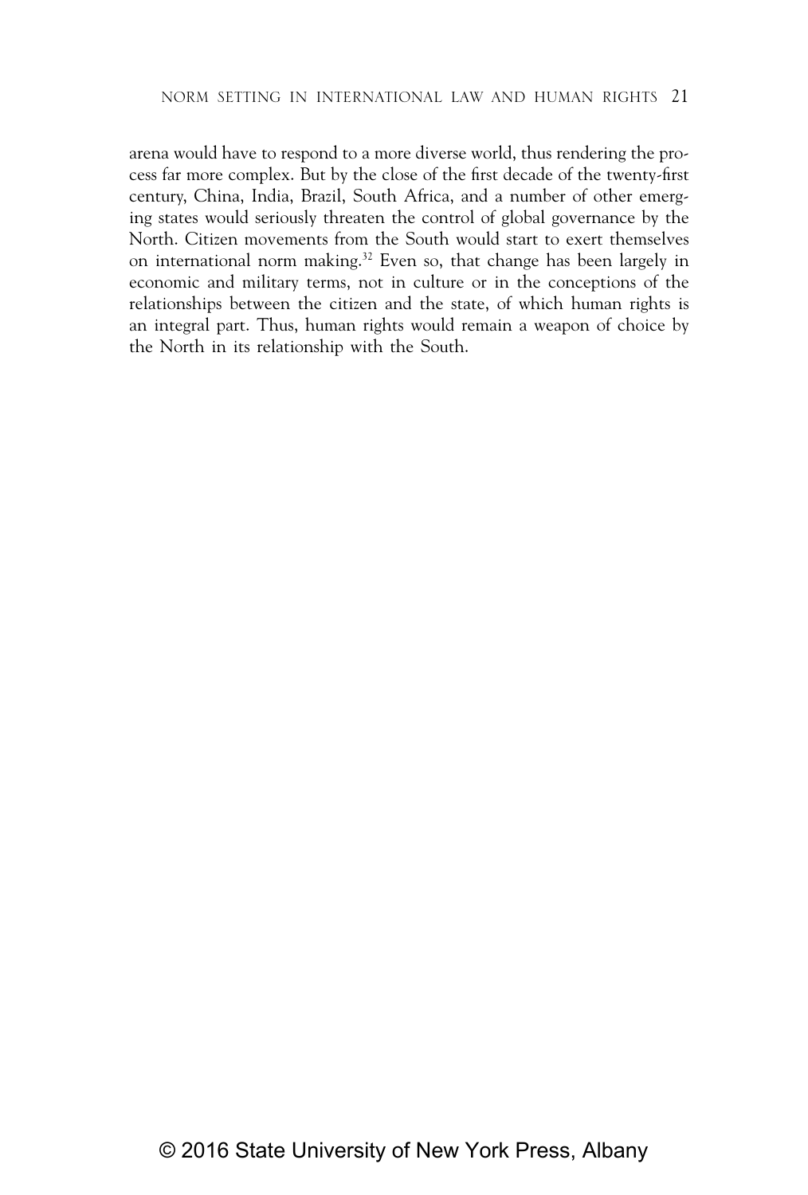arena would have to respond to a more diverse world, thus rendering the process far more complex. But by the close of the first decade of the twenty-first century, China, India, Brazil, South Africa, and a number of other emerging states would seriously threaten the control of global governance by the North. Citizen movements from the South would start to exert themselves on international norm making.[32] Even so, that change has been largely in economic and military terms, not in culture or in the conceptions of the relationships between the citizen and the state, of which human rights is an integral part. Thus, human rights would remain a weapon of choice by the North in its relationship with the South.

© 2016 State University of New York Press, Albany